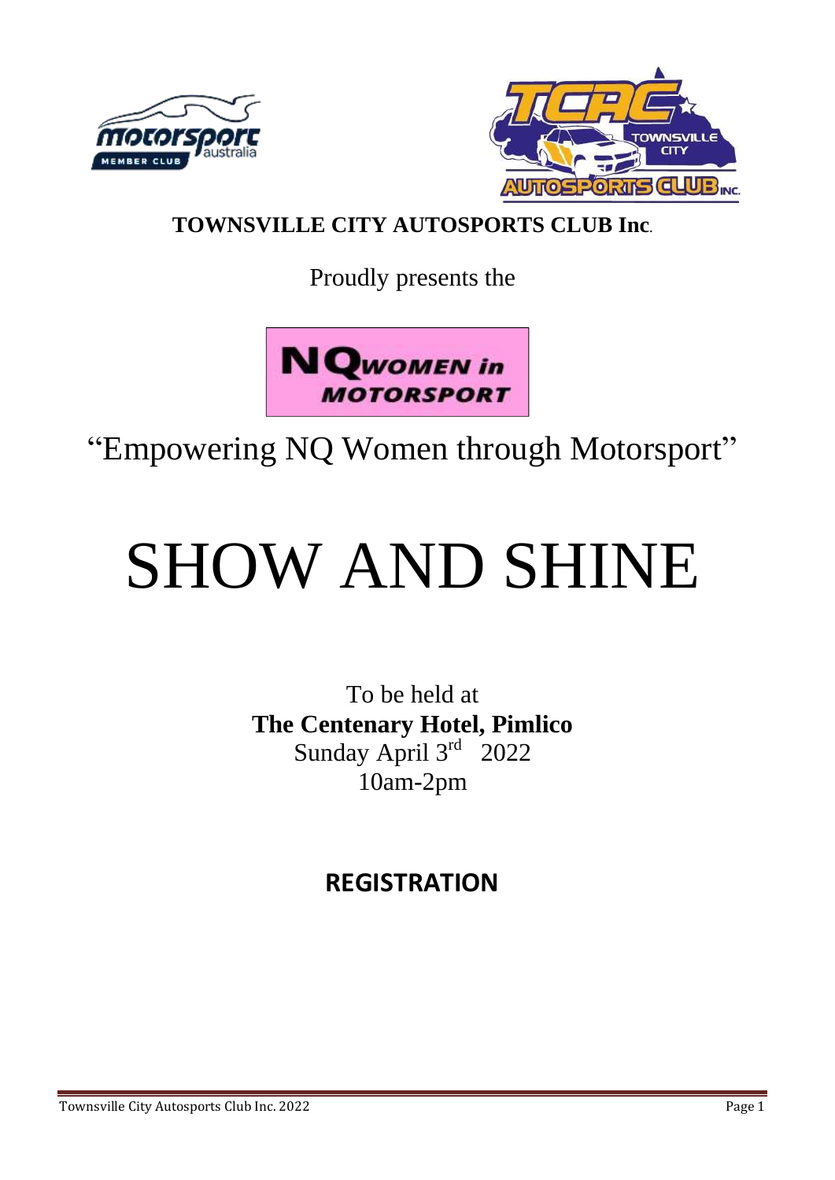**TOWNSVILLE CITY AUTOSPORTS CLUB Inc.**

Proudly presents the

**NQ WOMEN in MOTORSPORT**

"Empowering NQ Women through Motorsport"

# SHOW AND SHINE

To be held at

**The Centenary Hotel, Pimlico**

Sunday April 3rd 2022

10am-2pm

## REGISTRATION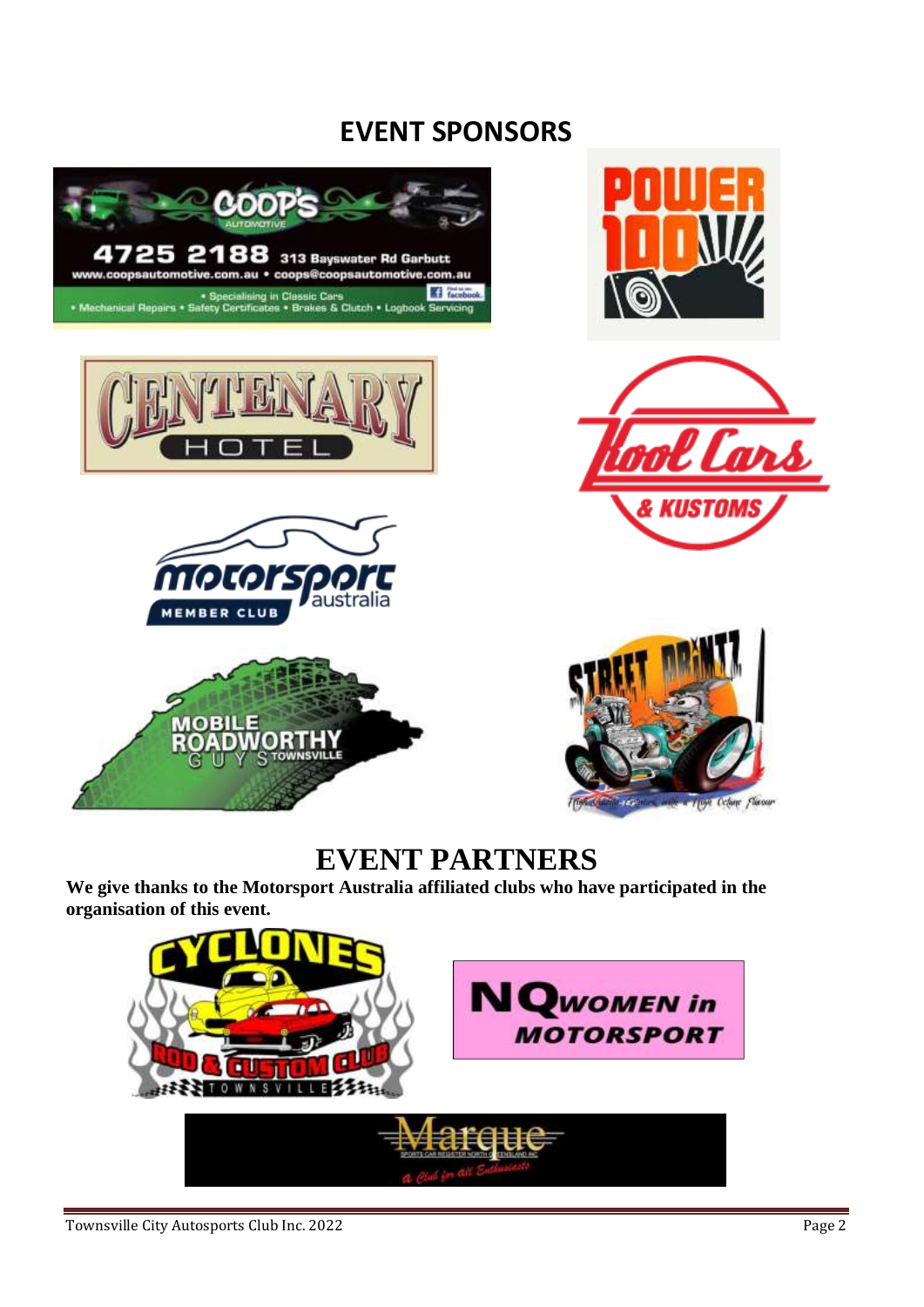## EVENT SPONSORS

## EVENT PARTNERS

**We give thanks to the Motorsport Australia affiliated clubs who have participated in the organisation of this event.**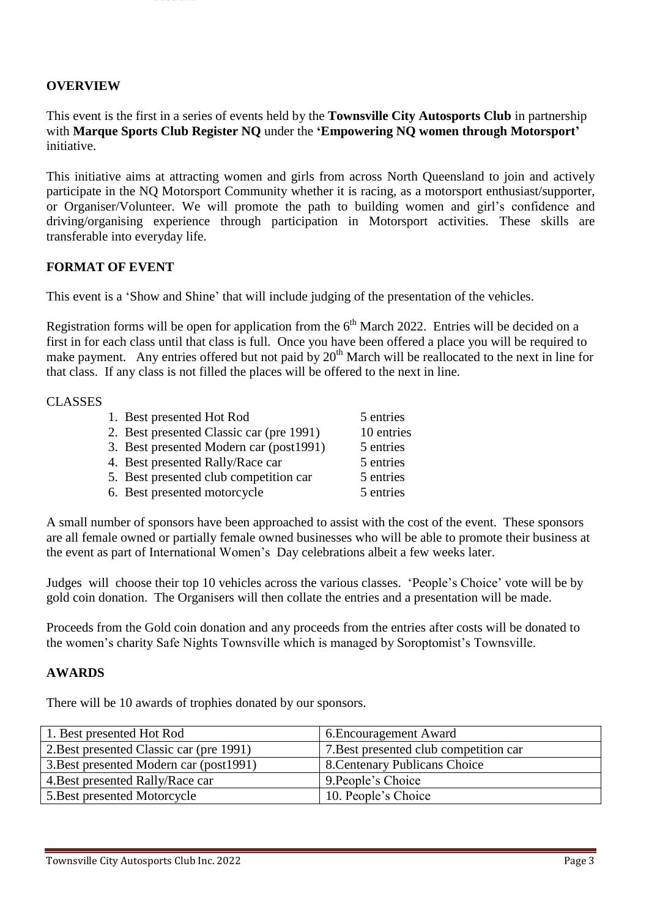## OVERVIEW

This event is the first in a series of events held by the **Townsville City Autosports Club** in partnership with **Marque Sports Club Register NQ** under the **'Empowering NQ women through Motorsport'** initiative.

This initiative aims at attracting women and girls from across North Queensland to join and actively participate in the NQ Motorsport Community whether it is racing, as a motorsport enthusiast/supporter, or Organiser/Volunteer. We will promote the path to building women and girl's confidence and driving/organising experience through participation in Motorsport activities. These skills are transferable into everyday life.

## FORMAT OF EVENT

This event is a 'Show and Shine' that will include judging of the presentation of the vehicles.

Registration forms will be open for application from the 6th March 2022. Entries will be decided on a first in for each class until that class is full. Once you have been offered a place you will be required to make payment. Any entries offered but not paid by 20th March will be reallocated to the next in line for that class. If any class is not filled the places will be offered to the next in line.

CLASSES

| Class | Entries |
| --- | --- |
| 1. Best presented Hot Rod | 5 entries |
| 2. Best presented Classic car (pre 1991) | 10 entries |
| 3. Best presented Modern car (post1991) | 5 entries |
| 4. Best presented Rally/Race car | 5 entries |
| 5. Best presented club competition car | 5 entries |
| 6. Best presented motorcycle | 5 entries |

A small number of sponsors have been approached to assist with the cost of the event. These sponsors are all female owned or partially female owned businesses who will be able to promote their business at the event as part of International Women's Day celebrations albeit a few weeks later.

Judges will choose their top 10 vehicles across the various classes. 'People's Choice' vote will be by gold coin donation. The Organisers will then collate the entries and a presentation will be made.

Proceeds from the Gold coin donation and any proceeds from the entries after costs will be donated to the women's charity Safe Nights Townsville which is managed by Soroptomist's Townsville.

## AWARDS

There will be 10 awards of trophies donated by our sponsors.

| | |
| --- | --- |
| 1. Best presented Hot Rod | 6.Encouragement Award |
| 2.Best presented Classic car (pre 1991) | 7.Best presented club competition car |
| 3.Best presented Modern car (post1991) | 8.Centenary Publicans Choice |
| 4.Best presented Rally/Race car | 9.People's Choice |
| 5.Best presented Motorcycle | 10. People's Choice |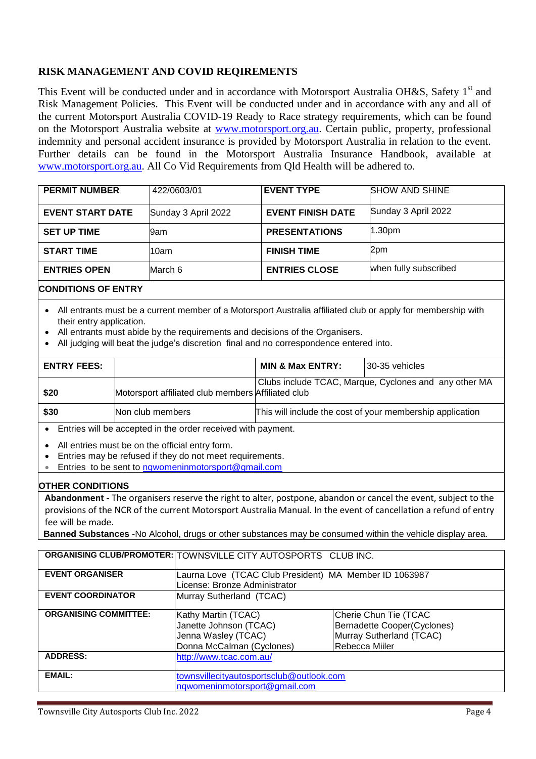## RISK MANAGEMENT AND COVID REQIREMENTS

This Event will be conducted under and in accordance with Motorsport Australia OH&S, Safety 1st and Risk Management Policies. This Event will be conducted under and in accordance with any and all of the current Motorsport Australia COVID-19 Ready to Race strategy requirements, which can be found on the Motorsport Australia website at www.motorsport.org.au. Certain public, property, professional indemnity and personal accident insurance is provided by Motorsport Australia in relation to the event. Further details can be found in the Motorsport Australia Insurance Handbook, available at www.motorsport.org.au. All Co Vid Requirements from Qld Health will be adhered to.

| **PERMIT NUMBER** | 422/0603/01 | **EVENT TYPE** | SHOW AND SHINE |
|---|---|---|---|
| **EVENT START DATE** | Sunday 3 April 2022 | **EVENT FINISH DATE** | Sunday 3 April 2022 |
| **SET UP TIME** | 9am | **PRESENTATIONS** | 1.30pm |
| **START TIME** | 10am | **FINISH TIME** | 2pm |
| **ENTRIES OPEN** | March 6 | **ENTRIES CLOSE** | when fully subscribed |

**CONDITIONS OF ENTRY**

- All entrants must be a current member of a Motorsport Australia affiliated club or apply for membership with their entry application.
- All entrants must abide by the requirements and decisions of the Organisers.
- All judging will beat the judge's discretion final and no correspondence entered into.

| **ENTRY FEES:** | | **MIN & Max ENTRY:** | 30-35 vehicles |
|---|---|---|---|
| **$20** | Motorsport affiliated club members | Clubs include TCAC, Marque, Cyclones and any other MA Affiliated club | |
| **$30** | Non club members | This will include the cost of your membership application | |

- Entries will be accepted in the order received with payment.
- All entries must be on the official entry form.
- Entries may be refused if they do not meet requirements.
- Entries to be sent to nqwomeninmotorsport@gmail.com

**OTHER CONDITIONS**

**Abandonment -** The organisers reserve the right to alter, postpone, abandon or cancel the event, subject to the provisions of the NCR of the current Motorsport Australia Manual. In the event of cancellation a refund of entry fee will be made.

**Banned Substances** -No Alcohol, drugs or other substances may be consumed within the vehicle display area.

| **ORGANISING CLUB/PROMOTER:** | TOWNSVILLE CITY AUTOSPORTS CLUB INC. | |
|---|---|---|
| **EVENT ORGANISER** | Laurna Love (TCAC Club President) MA Member ID 1063987<br>License: Bronze Administrator | |
| **EVENT COORDINATOR** | Murray Sutherland (TCAC) | |
| **ORGANISING COMMITTEE:** | Kathy Martin (TCAC)<br>Janette Johnson (TCAC)<br>Jenna Wasley (TCAC)<br>Donna McCalman (Cyclones) | Cherie Chun Tie (TCAC<br>Bernadette Cooper(Cyclones)<br>Murray Sutherland (TCAC)<br>Rebecca Miiler |
| **ADDRESS:** | http://www.tcac.com.au/ | |
| **EMAIL:** | townsvillecityautosportsclub@outlook.com<br>nqwomeninmotorsport@gmail.com | |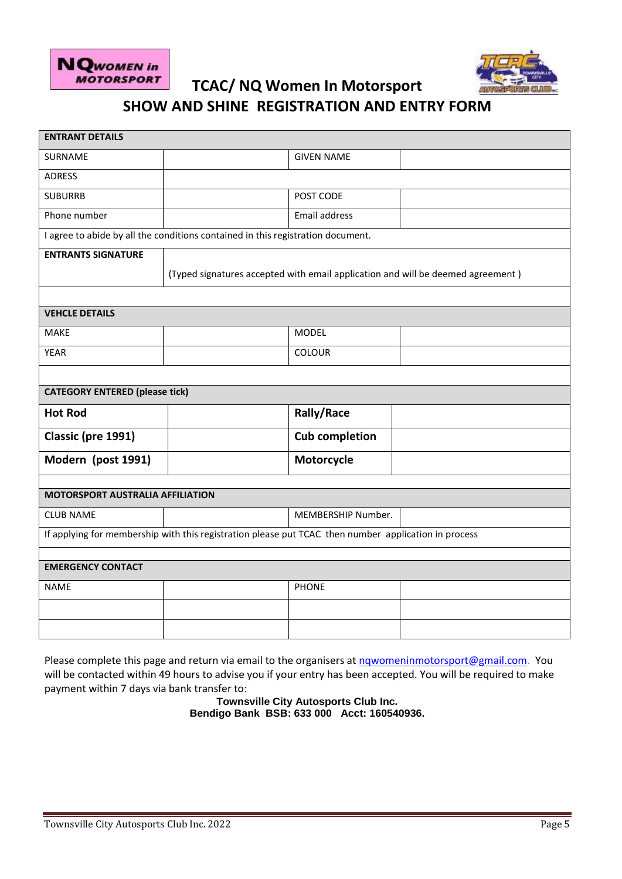# TCAC/ NQ Women In Motorsport

## SHOW AND SHINE REGISTRATION AND ENTRY FORM

| **ENTRANT DETAILS** | | | |
|---|---|---|---|
| SURNAME | | GIVEN NAME | |
| ADRESS | | | |
| SUBURRB | | POST CODE | |
| Phone number | | Email address | |
| I agree to abide by all the conditions contained in this registration document. | | | |
| **ENTRANTS SIGNATURE** | (Typed signatures accepted with email application and will be deemed agreement ) | | |
| | | | |
| **VEHCLE DETAILS** | | | |
| MAKE | | MODEL | |
| YEAR | | COLOUR | |
| | | | |
| **CATEGORY ENTERED (please tick)** | | | |
| **Hot Rod** | | **Rally/Race** | |
| **Classic (pre 1991)** | | **Cub completion** | |
| **Modern (post 1991)** | | **Motorcycle** | |
| | | | |
| **MOTORSPORT AUSTRALIA AFFILIATION** | | | |
| CLUB NAME | | MEMBERSHIP Number. | |
| If applying for membership with this registration please put TCAC then number application in process | | | |
| | | | |
| **EMERGENCY CONTACT** | | | |
| NAME | | PHONE | |
| | | | |
| | | | |

Please complete this page and return via email to the organisers at nqwomeninmotorsport@gmail.com. You will be contacted within 49 hours to advise you if your entry has been accepted. You will be required to make payment within 7 days via bank transfer to:

**Townsville City Autosports Club Inc.**
**Bendigo Bank BSB: 633 000 Acct: 160540936.**